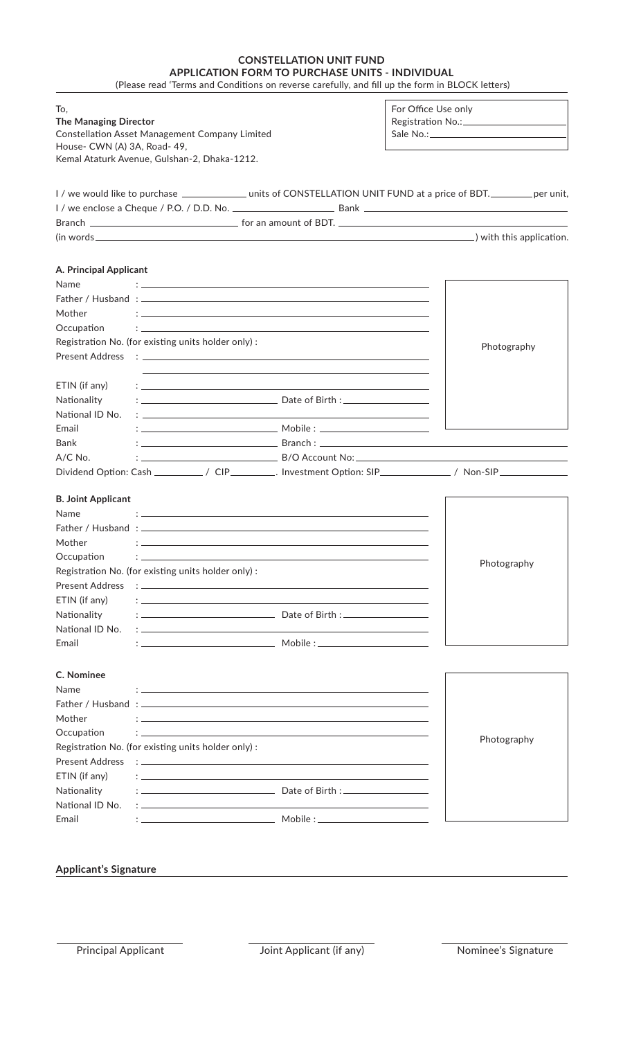# CONSTELLATION UNIT FUND
## APPLICATION FORM TO PURCHASE UNITS - INDIVIDUAL

(Please read 'Terms and Conditions on reverse carefully, and fill up the form in BLOCK letters)

To,
**The Managing Director**
Constellation Asset Management Company Limited
House- CWN (A) 3A, Road- 49,
Kemal Ataturk Avenue, Gulshan-2, Dhaka-1212.

For Office Use only
Registration No.:\_\_\_\_\_\_\_\_\_\_
Sale No.:\_\_\_\_\_\_\_\_\_\_

I / we would like to purchase \_\_\_\_\_\_\_\_\_\_ units of CONSTELLATION UNIT FUND at a price of BDT.\_\_\_\_\_\_\_\_ per unit,
I / we enclose a Cheque / P.O. / D.D. No. \_\_\_\_\_\_\_\_\_\_ Bank \_\_\_\_\_\_\_\_\_\_
Branch \_\_\_\_\_\_\_\_\_\_ for an amount of BDT. \_\_\_\_\_\_\_\_\_\_
(in words\_\_\_\_\_\_\_\_\_\_) with this application.

### A. Principal Applicant

Name :
Father / Husband :
Mother :
Occupation :
Registration No. (for existing units holder only) :
Present Address :
ETIN (if any) :
Nationality : Date of Birth :
National ID No. :
Email : Mobile :
Bank : Branch :
A/C No. : B/O Account No:
Dividend Option: Cash \_\_\_\_\_\_\_\_ / CIP\_\_\_\_\_\_\_\_. Investment Option: SIP\_\_\_\_\_\_\_\_ / Non-SIP\_\_\_\_\_\_\_\_

Photography

### B. Joint Applicant

Name :
Father / Husband :
Mother :
Occupation :
Registration No. (for existing units holder only) :
Present Address :
ETIN (if any) :
Nationality : Date of Birth :
National ID No. :
Email : Mobile :

Photography

### C. Nominee

Name :
Father / Husband :
Mother :
Occupation :
Registration No. (for existing units holder only) :
Present Address :
ETIN (if any) :
Nationality : Date of Birth :
National ID No. :
Email : Mobile :

Photography

**Applicant's Signature**

Principal Applicant — Joint Applicant (if any) — Nominee's Signature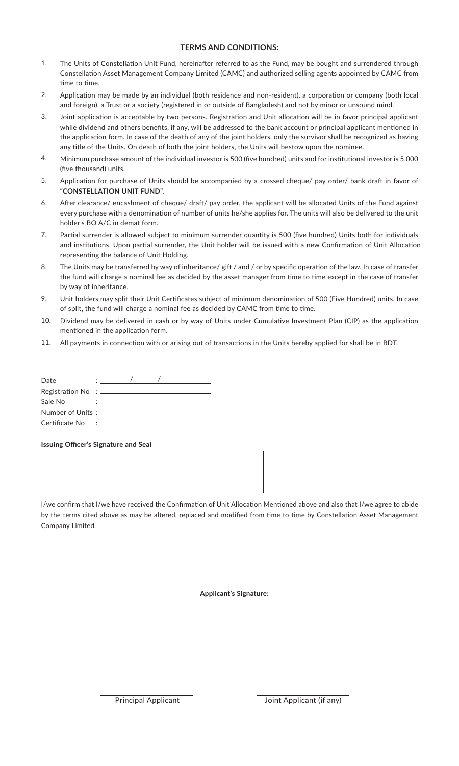## TERMS AND CONDITIONS:

1. The Units of Constellation Unit Fund, hereinafter referred to as the Fund, may be bought and surrendered through Constellation Asset Management Company Limited (CAMC) and authorized selling agents appointed by CAMC from time to time.
2. Application may be made by an individual (both residence and non-resident), a corporation or company (both local and foreign), a Trust or a society (registered in or outside of Bangladesh) and not by minor or unsound mind.
3. Joint application is acceptable by two persons. Registration and Unit allocation will be in favor principal applicant while dividend and others benefits, if any, will be addressed to the bank account or principal applicant mentioned in the application form. In case of the death of any of the joint holders, only the survivor shall be recognized as having any title of the Units. On death of both the joint holders, the Units will bestow upon the nominee.
4. Minimum purchase amount of the individual investor is 500 (five hundred) units and for institutional investor is 5,000 (five thousand) units.
5. Application for purchase of Units should be accompanied by a crossed cheque/ pay order/ bank draft in favor of **"CONSTELLATION UNIT FUND"**.
6. After clearance/ encashment of cheque/ draft/ pay order, the applicant will be allocated Units of the Fund against every purchase with a denomination of number of units he/she applies for. The units will also be delivered to the unit holder's BO A/C in demat form.
7. Partial surrender is allowed subject to minimum surrender quantity is 500 (five hundred) Units both for individuals and institutions. Upon partial surrender, the Unit holder will be issued with a new Confirmation of Unit Allocation representing the balance of Unit Holding.
8. The Units may be transferred by way of inheritance/ gift / and / or by specific operation of the law. In case of transfer the fund will charge a nominal fee as decided by the asset manager from time to time except in the case of transfer by way of inheritance.
9. Unit holders may split their Unit Certificates subject of minimum denomination of 500 (Five Hundred) units. In case of split, the fund will charge a nominal fee as decided by CAMC from time to time.
10. Dividend may be delivered in cash or by way of Units under Cumulative Investment Plan (CIP) as the application mentioned in the application form.
11. All payments in connection with or arising out of transactions in the Units hereby applied for shall be in BDT.

Date : ______ / ______ / ______

Registration No : ______________________

Sale No : ______________________

Number of Units : ______________________

Certificate No : ______________________

**Issuing Officer's Signature and Seal**

I/we confirm that I/we have received the Confirmation of Unit Allocation Mentioned above and also that I/we agree to abide by the terms cited above as may be altered, replaced and modified from time to time by Constellation Asset Management Company Limited.

**Applicant's Signature:**

______________________ Principal Applicant

______________________ Joint Applicant (if any)